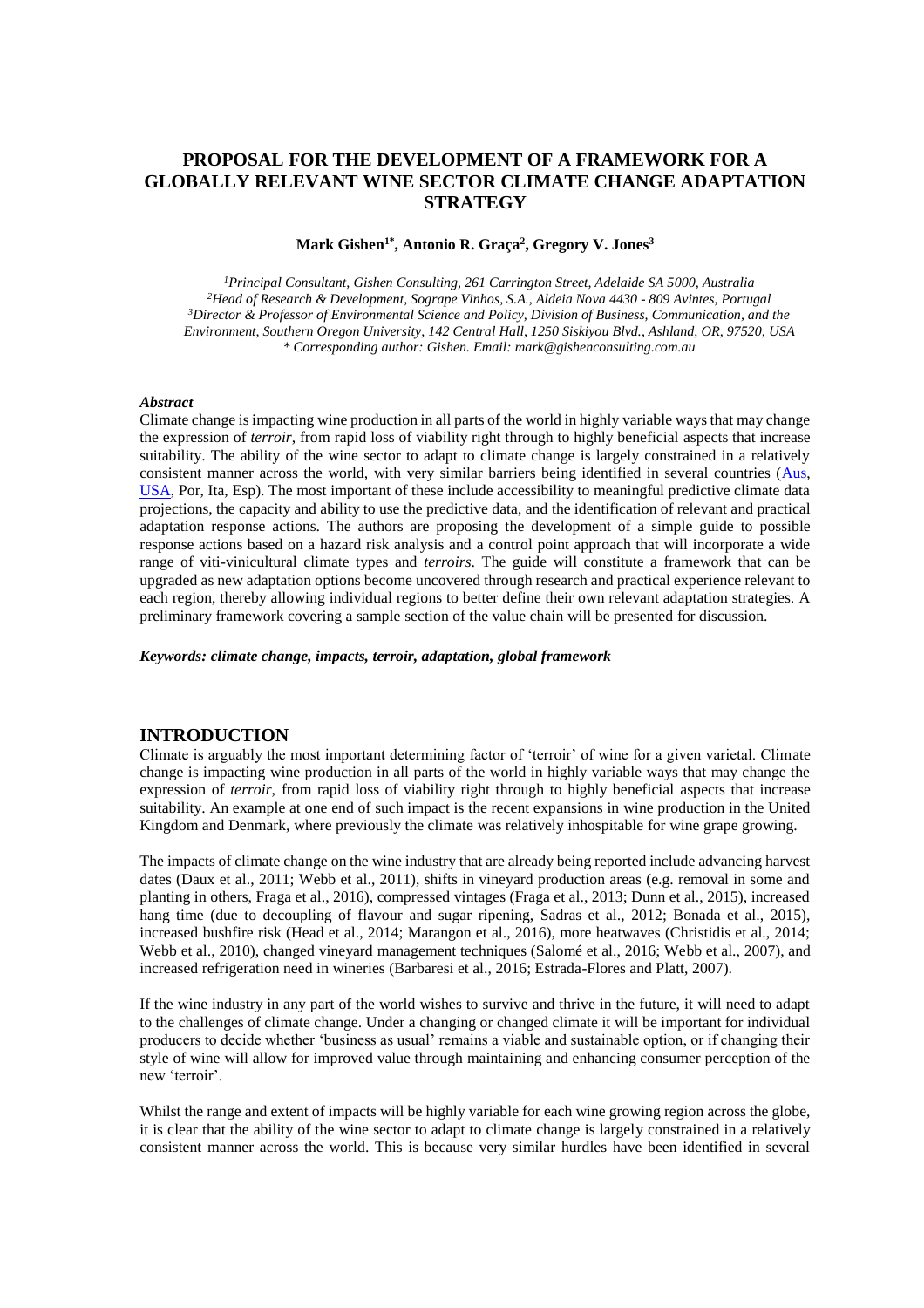# PROPOSAL FOR THE DEVELOPMENT OF A FRAMEWORK FOR A GLOBALLY RELEVANT WINE SECTOR CLIMATE CHANGE ADAPTATION STRATEGY

**Mark Gishen[1*], Antonio R. Graça[2], Gregory V. Jones[3]**

[1] *Principal Consultant, Gishen Consulting, 261 Carrington Street, Adelaide SA 5000, Australia*
[2] *Head of Research & Development, Sogrape Vinhos, S.A., Aldeia Nova 4430 - 809 Avintes, Portugal*
[3] *Director & Professor of Environmental Science and Policy, Division of Business, Communication, and the Environment, Southern Oregon University, 142 Central Hall, 1250 Siskiyou Blvd., Ashland, OR, 97520, USA*
*\* Corresponding author: Gishen. Email: mark@gishenconsulting.com.au*

### *Abstract*

Climate change is impacting wine production in all parts of the world in highly variable ways that may change the expression of *terroir*, from rapid loss of viability right through to highly beneficial aspects that increase suitability. The ability of the wine sector to adapt to climate change is largely constrained in a relatively consistent manner across the world, with very similar barriers being identified in several countries (Aus, USA, Por, Ita, Esp). The most important of these include accessibility to meaningful predictive climate data projections, the capacity and ability to use the predictive data, and the identification of relevant and practical adaptation response actions. The authors are proposing the development of a simple guide to possible response actions based on a hazard risk analysis and a control point approach that will incorporate a wide range of viti-vinicultural climate types and *terroirs*. The guide will constitute a framework that can be upgraded as new adaptation options become uncovered through research and practical experience relevant to each region, thereby allowing individual regions to better define their own relevant adaptation strategies. A preliminary framework covering a sample section of the value chain will be presented for discussion.

***Keywords: climate change, impacts, terroir, adaptation, global framework***

## INTRODUCTION

Climate is arguably the most important determining factor of 'terroir' of wine for a given varietal. Climate change is impacting wine production in all parts of the world in highly variable ways that may change the expression of *terroir*, from rapid loss of viability right through to highly beneficial aspects that increase suitability. An example at one end of such impact is the recent expansions in wine production in the United Kingdom and Denmark, where previously the climate was relatively inhospitable for wine grape growing.

The impacts of climate change on the wine industry that are already being reported include advancing harvest dates (Daux et al., 2011; Webb et al., 2011), shifts in vineyard production areas (e.g. removal in some and planting in others, Fraga et al., 2016), compressed vintages (Fraga et al., 2013; Dunn et al., 2015), increased hang time (due to decoupling of flavour and sugar ripening, Sadras et al., 2012; Bonada et al., 2015), increased bushfire risk (Head et al., 2014; Marangon et al., 2016), more heatwaves (Christidis et al., 2014; Webb et al., 2010), changed vineyard management techniques (Salomé et al., 2016; Webb et al., 2007), and increased refrigeration need in wineries (Barbaresi et al., 2016; Estrada-Flores and Platt, 2007).

If the wine industry in any part of the world wishes to survive and thrive in the future, it will need to adapt to the challenges of climate change. Under a changing or changed climate it will be important for individual producers to decide whether 'business as usual' remains a viable and sustainable option, or if changing their style of wine will allow for improved value through maintaining and enhancing consumer perception of the new 'terroir'.

Whilst the range and extent of impacts will be highly variable for each wine growing region across the globe, it is clear that the ability of the wine sector to adapt to climate change is largely constrained in a relatively consistent manner across the world. This is because very similar hurdles have been identified in several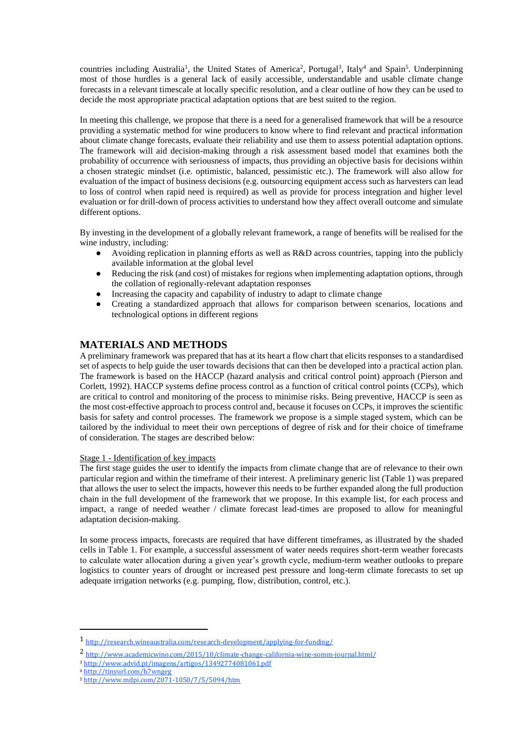countries including Australia[1], the United States of America[2], Portugal[3], Italy[4] and Spain[5]. Underpinning most of those hurdles is a general lack of easily accessible, understandable and usable climate change forecasts in a relevant timescale at locally specific resolution, and a clear outline of how they can be used to decide the most appropriate practical adaptation options that are best suited to the region.

In meeting this challenge, we propose that there is a need for a generalised framework that will be a resource providing a systematic method for wine producers to know where to find relevant and practical information about climate change forecasts, evaluate their reliability and use them to assess potential adaptation options. The framework will aid decision-making through a risk assessment based model that examines both the probability of occurrence with seriousness of impacts, thus providing an objective basis for decisions within a chosen strategic mindset (i.e. optimistic, balanced, pessimistic etc.). The framework will also allow for evaluation of the impact of business decisions (e.g. outsourcing equipment access such as harvesters can lead to loss of control when rapid need is required) as well as provide for process integration and higher level evaluation or for drill-down of process activities to understand how they affect overall outcome and simulate different options.

By investing in the development of a globally relevant framework, a range of benefits will be realised for the wine industry, including:

- Avoiding replication in planning efforts as well as R&D across countries, tapping into the publicly available information at the global level
- Reducing the risk (and cost) of mistakes for regions when implementing adaptation options, through the collation of regionally-relevant adaptation responses
- Increasing the capacity and capability of industry to adapt to climate change
- Creating a standardized approach that allows for comparison between scenarios, locations and technological options in different regions

## MATERIALS AND METHODS

A preliminary framework was prepared that has at its heart a flow chart that elicits responses to a standardised set of aspects to help guide the user towards decisions that can then be developed into a practical action plan. The framework is based on the HACCP (hazard analysis and critical control point) approach (Pierson and Corlett, 1992). HACCP systems define process control as a function of critical control points (CCPs), which are critical to control and monitoring of the process to minimise risks. Being preventive, HACCP is seen as the most cost-effective approach to process control and, because it focuses on CCPs, it improves the scientific basis for safety and control processes. The framework we propose is a simple staged system, which can be tailored by the individual to meet their own perceptions of degree of risk and for their choice of timeframe of consideration. The stages are described below:

Stage 1 - Identification of key impacts

The first stage guides the user to identify the impacts from climate change that are of relevance to their own particular region and within the timeframe of their interest. A preliminary generic list (Table 1) was prepared that allows the user to select the impacts, however this needs to be further expanded along the full production chain in the full development of the framework that we propose. In this example list, for each process and impact, a range of needed weather / climate forecast lead-times are proposed to allow for meaningful adaptation decision-making.

In some process impacts, forecasts are required that have different timeframes, as illustrated by the shaded cells in Table 1. For example, a successful assessment of water needs requires short-term weather forecasts to calculate water allocation during a given year's growth cycle, medium-term weather outlooks to prepare logistics to counter years of drought or increased pest pressure and long-term climate forecasts to set up adequate irrigation networks (e.g. pumping, flow, distribution, control, etc.).

---

[1] http://research.wineaustralia.com/research-development/applying-for-funding/

[2] http://www.academicwino.com/2015/10/climate-change-california-wine-somm-journal.html/

[3] http://www.advid.pt/imagens/artigos/13492774081061.pdf

[4] http://tinyurl.com/h7wngeg

[5] http://www.mdpi.com/2071-1050/7/5/5094/htm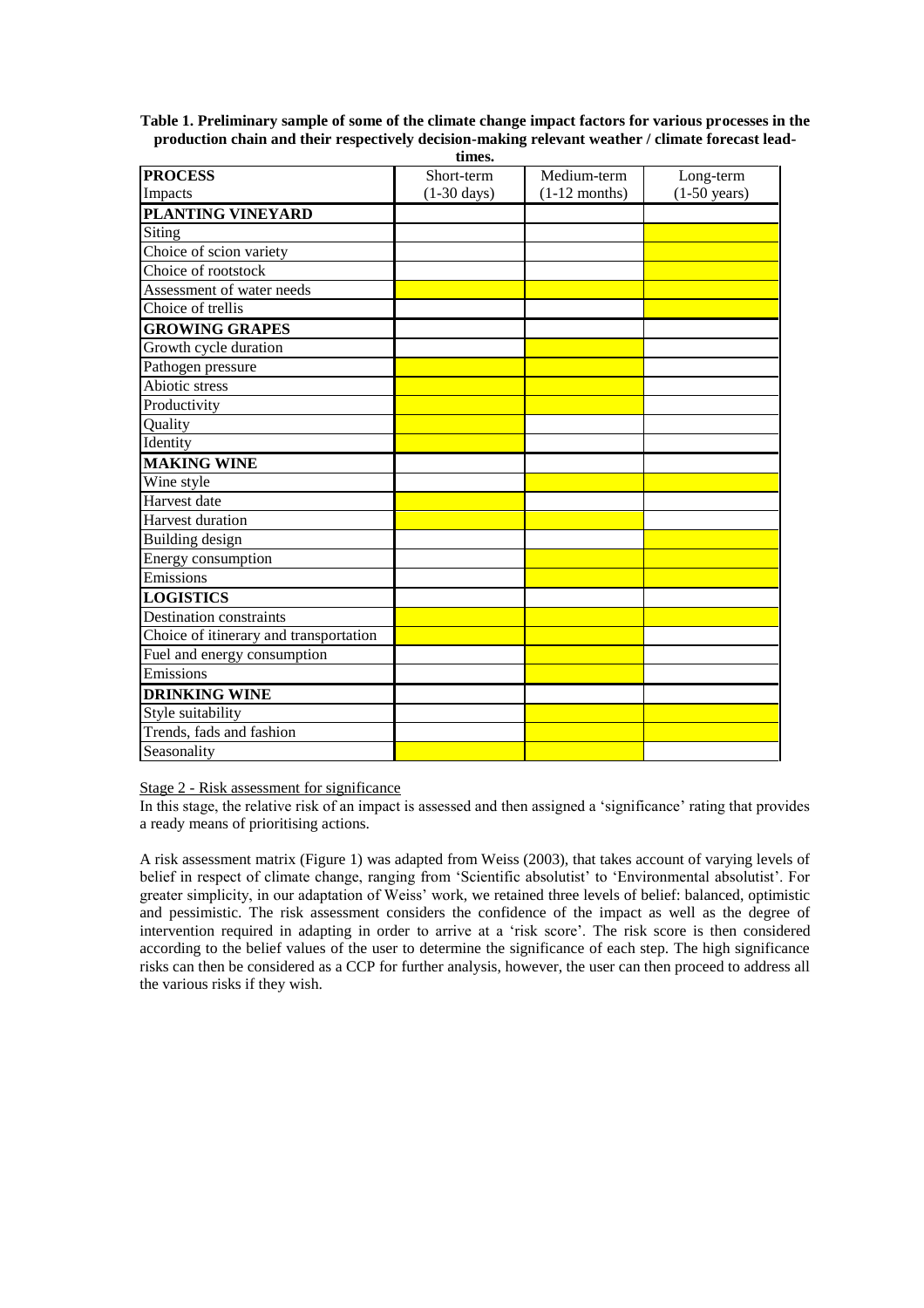**Table 1. Preliminary sample of some of the climate change impact factors for various processes in the production chain and their respectively decision-making relevant weather / climate forecast lead-times.**

| PROCESS | Short-term | Medium-term | Long-term |
|---|---|---|---|
| Impacts | (1-30 days) | (1-12 months) | (1-50 years) |
| **PLANTING VINEYARD** | | | |
| Siting | | | |
| Choice of scion variety | | | |
| Choice of rootstock | | | |
| Assessment of water needs | | | |
| Choice of trellis | | | |
| **GROWING GRAPES** | | | |
| Growth cycle duration | | | |
| Pathogen pressure | | | |
| Abiotic stress | | | |
| Productivity | | | |
| Quality | | | |
| Identity | | | |
| **MAKING WINE** | | | |
| Wine style | | | |
| Harvest date | | | |
| Harvest duration | | | |
| Building design | | | |
| Energy consumption | | | |
| Emissions | | | |
| **LOGISTICS** | | | |
| Destination constraints | | | |
| Choice of itinerary and transportation | | | |
| Fuel and energy consumption | | | |
| Emissions | | | |
| **DRINKING WINE** | | | |
| Style suitability | | | |
| Trends, fads and fashion | | | |
| Seasonality | | | |

Stage 2 - Risk assessment for significance

In this stage, the relative risk of an impact is assessed and then assigned a 'significance' rating that provides a ready means of prioritising actions.

A risk assessment matrix (Figure 1) was adapted from Weiss (2003), that takes account of varying levels of belief in respect of climate change, ranging from 'Scientific absolutist' to 'Environmental absolutist'. For greater simplicity, in our adaptation of Weiss' work, we retained three levels of belief: balanced, optimistic and pessimistic. The risk assessment considers the confidence of the impact as well as the degree of intervention required in adapting in order to arrive at a 'risk score'. The risk score is then considered according to the belief values of the user to determine the significance of each step. The high significance risks can then be considered as a CCP for further analysis, however, the user can then proceed to address all the various risks if they wish.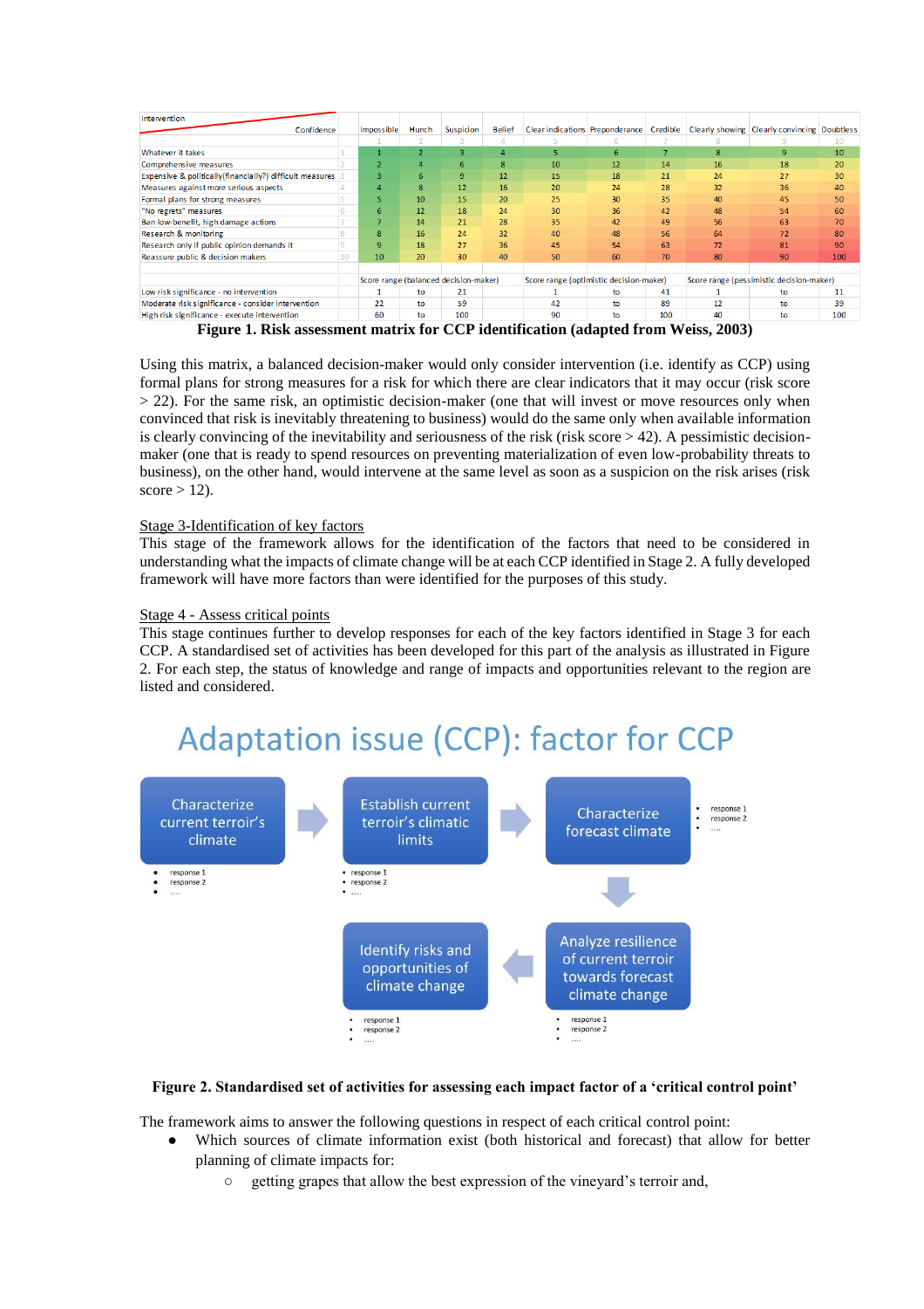| Intervention / Confidence | | Impossible | Hunch | Suspicion | Belief | Clear indications | Preponderance | Credible | Clearly showing | Clearly convincing | Doubtless |
|---|---|---|---|---|---|---|---|---|---|---|---|
| | | 1 | 2 | 3 | 4 | 5 | 6 | 7 | 8 | 9 | 10 |
| Whatever it takes | 1 | 1 | 2 | 3 | 4 | 5 | 6 | 7 | 8 | 9 | 10 |
| Comprehensive measures | 2 | 2 | 4 | 6 | 8 | 10 | 12 | 14 | 16 | 18 | 20 |
| Expensive & politically(financially?) difficult measures | 3 | 3 | 6 | 9 | 12 | 15 | 18 | 21 | 24 | 27 | 30 |
| Measures against more serious aspects | 4 | 4 | 8 | 12 | 16 | 20 | 24 | 28 | 32 | 36 | 40 |
| Formal plans for strong measures | 5 | 5 | 10 | 15 | 20 | 25 | 30 | 35 | 40 | 45 | 50 |
| "No regrets" measures | 6 | 6 | 12 | 18 | 24 | 30 | 36 | 42 | 48 | 54 | 60 |
| Ban low-benefit, high damage actions | 7 | 7 | 14 | 21 | 28 | 35 | 42 | 49 | 56 | 63 | 70 |
| Research & monitoring | 8 | 8 | 16 | 24 | 32 | 40 | 48 | 56 | 64 | 72 | 80 |
| Research only if public opinion demands it | 9 | 9 | 18 | 27 | 36 | 45 | 54 | 63 | 72 | 81 | 90 |
| Reassure public & decision makers | 10 | 10 | 20 | 30 | 40 | 50 | 60 | 70 | 80 | 90 | 100 |
| | | Score range (balanced decision-maker) | | | | Score range (optimistic decision-maker) | | | Score range (pessimistic decision-maker) | | |
| Low risk significance - no intervention | | 1 | to | 21 | | 1 | to | 41 | 1 | to | 11 |
| Moderate risk significance - consider intervention | | 22 | to | 59 | | 42 | to | 89 | 12 | to | 39 |
| High risk significance - execute intervention | | 60 | to | 100 | | 90 | to | 100 | 40 | to | 100 |

**Figure 1. Risk assessment matrix for CCP identification (adapted from Weiss, 2003)**

Using this matrix, a balanced decision-maker would only consider intervention (i.e. identify as CCP) using formal plans for strong measures for a risk for which there are clear indicators that it may occur (risk score > 22). For the same risk, an optimistic decision-maker (one that will invest or move resources only when convinced that risk is inevitably threatening to business) would do the same only when available information is clearly convincing of the inevitability and seriousness of the risk (risk score > 42). A pessimistic decision-maker (one that is ready to spend resources on preventing materialization of even low-probability threats to business), on the other hand, would intervene at the same level as soon as a suspicion on the risk arises (risk score > 12).

Stage 3-Identification of key factors

This stage of the framework allows for the identification of the factors that need to be considered in understanding what the impacts of climate change will be at each CCP identified in Stage 2. A fully developed framework will have more factors than were identified for the purposes of this study.

Stage 4 - Assess critical points

This stage continues further to develop responses for each of the key factors identified in Stage 3 for each CCP. A standardised set of activities has been developed for this part of the analysis as illustrated in Figure 2. For each step, the status of knowledge and range of impacts and opportunities relevant to the region are listed and considered.

Adaptation issue (CCP): factor for CCP

- Characterize current terroir's climate → Establish current terroir's climatic limits → Characterize forecast climate → Analyze resilience of current terroir towards forecast climate change → Identify risks and opportunities of climate change
  - (each step: response 1, response 2, ....)

**Figure 2. Standardised set of activities for assessing each impact factor of a 'critical control point'**

The framework aims to answer the following questions in respect of each critical control point:

- Which sources of climate information exist (both historical and forecast) that allow for better planning of climate impacts for:
  - getting grapes that allow the best expression of the vineyard's terroir and,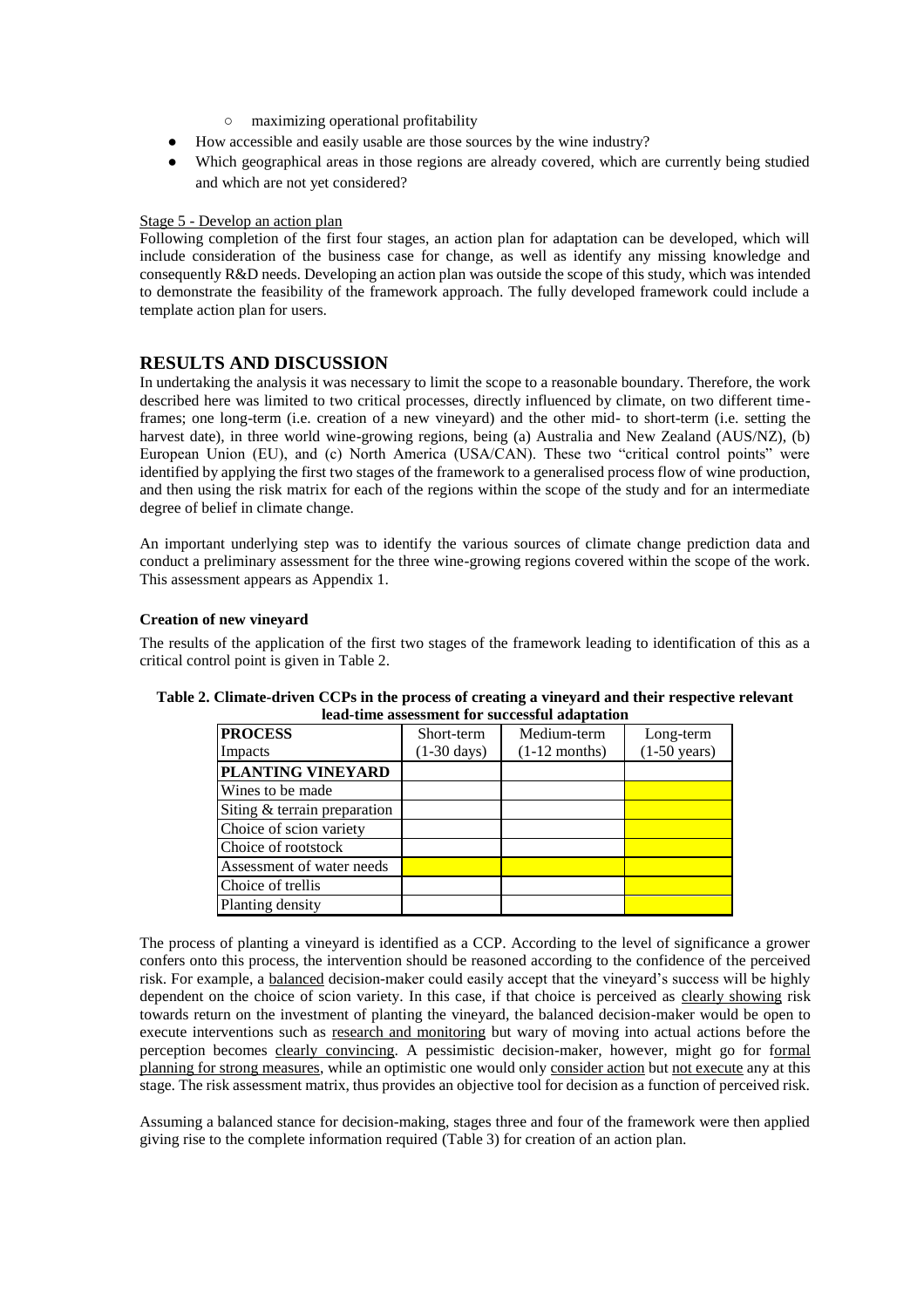- maximizing operational profitability
- How accessible and easily usable are those sources by the wine industry?
- Which geographical areas in those regions are already covered, which are currently being studied and which are not yet considered?

Stage 5 - Develop an action plan

Following completion of the first four stages, an action plan for adaptation can be developed, which will include consideration of the business case for change, as well as identify any missing knowledge and consequently R&D needs. Developing an action plan was outside the scope of this study, which was intended to demonstrate the feasibility of the framework approach. The fully developed framework could include a template action plan for users.

## RESULTS AND DISCUSSION

In undertaking the analysis it was necessary to limit the scope to a reasonable boundary. Therefore, the work described here was limited to two critical processes, directly influenced by climate, on two different time-frames; one long-term (i.e. creation of a new vineyard) and the other mid- to short-term (i.e. setting the harvest date), in three world wine-growing regions, being (a) Australia and New Zealand (AUS/NZ), (b) European Union (EU), and (c) North America (USA/CAN). These two "critical control points" were identified by applying the first two stages of the framework to a generalised process flow of wine production, and then using the risk matrix for each of the regions within the scope of the study and for an intermediate degree of belief in climate change.

An important underlying step was to identify the various sources of climate change prediction data and conduct a preliminary assessment for the three wine-growing regions covered within the scope of the work. This assessment appears as Appendix 1.

### Creation of new vineyard

The results of the application of the first two stages of the framework leading to identification of this as a critical control point is given in Table 2.

**Table 2. Climate-driven CCPs in the process of creating a vineyard and their respective relevant lead-time assessment for successful adaptation**

| **PROCESS** Impacts | Short-term (1-30 days) | Medium-term (1-12 months) | Long-term (1-50 years) |
|---|---|---|---|
| **PLANTING VINEYARD** | | | |
| Wines to be made | | | |
| Siting & terrain preparation | | | |
| Choice of scion variety | | | |
| Choice of rootstock | | | |
| Assessment of water needs | | | |
| Choice of trellis | | | |
| Planting density | | | |

The process of planting a vineyard is identified as a CCP. According to the level of significance a grower confers onto this process, the intervention should be reasoned according to the confidence of the perceived risk. For example, a balanced decision-maker could easily accept that the vineyard's success will be highly dependent on the choice of scion variety. In this case, if that choice is perceived as clearly showing risk towards return on the investment of planting the vineyard, the balanced decision-maker would be open to execute interventions such as research and monitoring but wary of moving into actual actions before the perception becomes clearly convincing. A pessimistic decision-maker, however, might go for formal planning for strong measures, while an optimistic one would only consider action but not execute any at this stage. The risk assessment matrix, thus provides an objective tool for decision as a function of perceived risk.

Assuming a balanced stance for decision-making, stages three and four of the framework were then applied giving rise to the complete information required (Table 3) for creation of an action plan.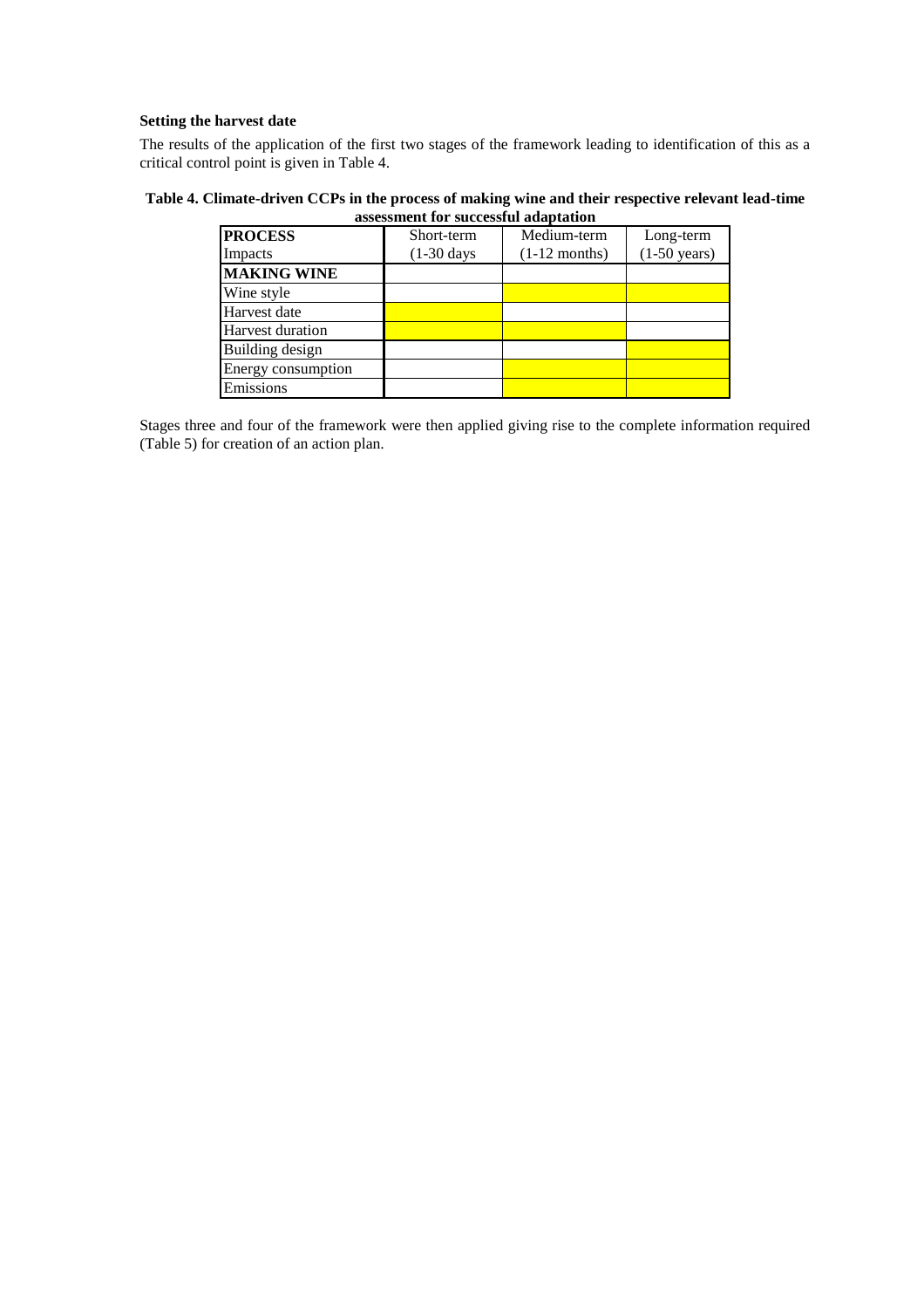**Setting the harvest date**

The results of the application of the first two stages of the framework leading to identification of this as a critical control point is given in Table 4.

**Table 4. Climate-driven CCPs in the process of making wine and their respective relevant lead-time assessment for successful adaptation**

| **PROCESS** Impacts | Short-term (1-30 days | Medium-term (1-12 months) | Long-term (1-50 years) |
|---|---|---|---|
| **MAKING WINE** | | | |
| Wine style | | ■ | ■ |
| Harvest date | ■ | | |
| Harvest duration | ■ | ■ | |
| Building design | | | ■ |
| Energy consumption | | ■ | ■ |
| Emissions | | ■ | ■ |

Stages three and four of the framework were then applied giving rise to the complete information required (Table 5) for creation of an action plan.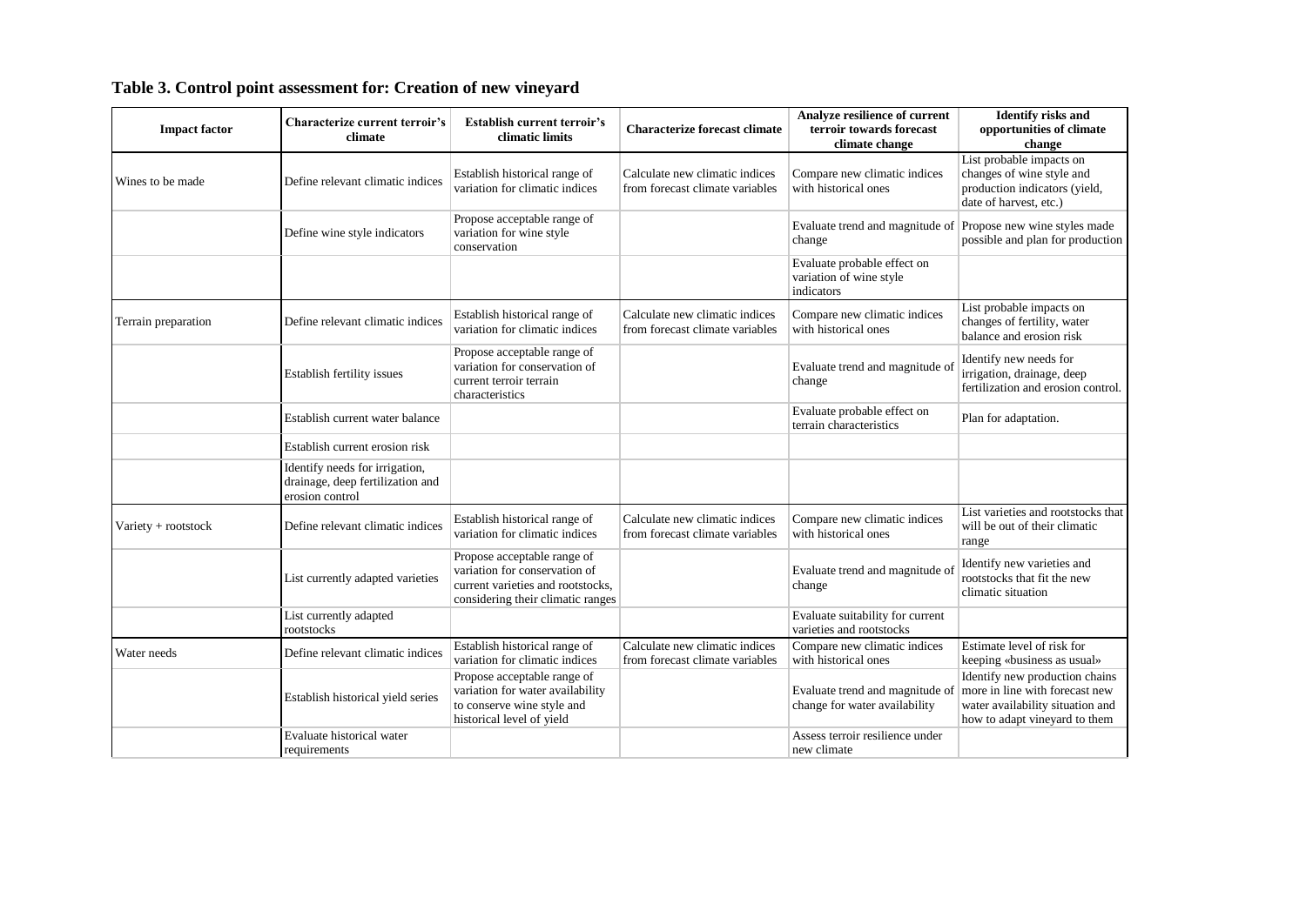**Table 3. Control point assessment for: Creation of new vineyard**

| Impact factor | Characterize current terroir's climate | Establish current terroir's climatic limits | Characterize forecast climate | Analyze resilience of current terroir towards forecast climate change | Identify risks and opportunities of climate change |
|---|---|---|---|---|---|
| Wines to be made | Define relevant climatic indices | Establish historical range of variation for climatic indices | Calculate new climatic indices from forecast climate variables | Compare new climatic indices with historical ones | List probable impacts on changes of wine style and production indicators (yield, date of harvest, etc.) |
| | Define wine style indicators | Propose acceptable range of variation for wine style conservation | | Evaluate trend and magnitude of change | Propose new wine styles made possible and plan for production |
| | | | | Evaluate probable effect on variation of wine style indicators | |
| Terrain preparation | Define relevant climatic indices | Establish historical range of variation for climatic indices | Calculate new climatic indices from forecast climate variables | Compare new climatic indices with historical ones | List probable impacts on changes of fertility, water balance and erosion risk |
| | Establish fertility issues | Propose acceptable range of variation for conservation of current terroir terrain characteristics | | Evaluate trend and magnitude of change | Identify new needs for irrigation, drainage, deep fertilization and erosion control. |
| | Establish current water balance | | | Evaluate probable effect on terrain characteristics | Plan for adaptation. |
| | Establish current erosion risk | | | | |
| | Identify needs for irrigation, drainage, deep fertilization and erosion control | | | | |
| Variety + rootstock | Define relevant climatic indices | Establish historical range of variation for climatic indices | Calculate new climatic indices from forecast climate variables | Compare new climatic indices with historical ones | List varieties and rootstocks that will be out of their climatic range |
| | List currently adapted varieties | Propose acceptable range of variation for conservation of current varieties and rootstocks, considering their climatic ranges | | Evaluate trend and magnitude of change | Identify new varieties and rootstocks that fit the new climatic situation |
| | List currently adapted rootstocks | | | Evaluate suitability for current varieties and rootstocks | |
| Water needs | Define relevant climatic indices | Establish historical range of variation for climatic indices | Calculate new climatic indices from forecast climate variables | Compare new climatic indices with historical ones | Estimate level of risk for keeping «business as usual» |
| | Establish historical yield series | Propose acceptable range of variation for water availability to conserve wine style and historical level of yield | | Evaluate trend and magnitude of change for water availability | Identify new production chains more in line with forecast new water availability situation and how to adapt vineyard to them |
| | Evaluate historical water requirements | | | Assess terroir resilience under new climate | |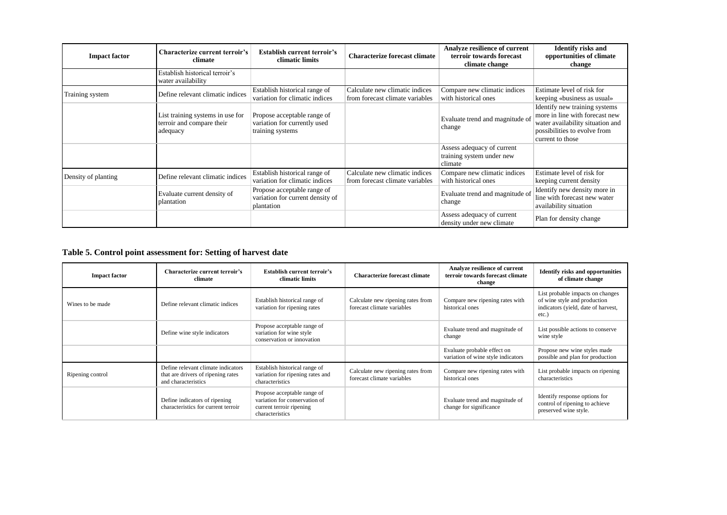| Impact factor | Characterize current terroir's climate | Establish current terroir's climatic limits | Characterize forecast climate | Analyze resilience of current terroir towards forecast climate change | Identify risks and opportunities of climate change |
|---|---|---|---|---|---|
| | Establish historical terroir's water availability | | | | |
| Training system | Define relevant climatic indices | Establish historical range of variation for climatic indices | Calculate new climatic indices from forecast climate variables | Compare new climatic indices with historical ones | Estimate level of risk for keeping «business as usual» |
| | List training systems in use for terroir and compare their adequacy | Propose acceptable range of variation for currently used training systems | | Evaluate trend and magnitude of change | Identify new training systems more in line with forecast new water availability situation and possibilities to evolve from current to those |
| | | | | Assess adequacy of current training system under new climate | |
| Density of planting | Define relevant climatic indices | Establish historical range of variation for climatic indices | Calculate new climatic indices from forecast climate variables | Compare new climatic indices with historical ones | Estimate level of risk for keeping current density |
| | Evaluate current density of plantation | Propose acceptable range of variation for current density of plantation | | Evaluate trend and magnitude of change | Identify new density more in line with forecast new water availability situation |
| | | | | Assess adequacy of current density under new climate | Plan for density change |

## Table 5. Control point assessment for: Setting of harvest date

| Impact factor | Characterize current terroir's climate | Establish current terroir's climatic limits | Characterize forecast climate | Analyze resilience of current terroir towards forecast climate change | Identify risks and opportunities of climate change |
|---|---|---|---|---|---|
| Wines to be made | Define relevant climatic indices | Establish historical range of variation for ripening rates | Calculate new ripening rates from forecast climate variables | Compare new ripening rates with historical ones | List probable impacts on changes of wine style and production indicators (yield, date of harvest, etc.) |
| | Define wine style indicators | Propose acceptable range of variation for wine style conservation or innovation | | Evaluate trend and magnitude of change | List possible actions to conserve wine style |
| | | | | Evaluate probable effect on variation of wine style indicators | Propose new wine styles made possible and plan for production |
| Ripening control | Define relevant climate indicators that are drivers of ripening rates and characteristics | Establish historical range of variation for ripening rates and characteristics | Calculate new ripening rates from forecast climate variables | Compare new ripening rates with historical ones | List probable impacts on ripening characteristics |
| | Define indicators of ripening characteristics for current terroir | Propose acceptable range of variation for conservation of current terroir ripening characteristics | | Evaluate trend and magnitude of change for significance | Identify response options for control of ripening to achieve preserved wine style. |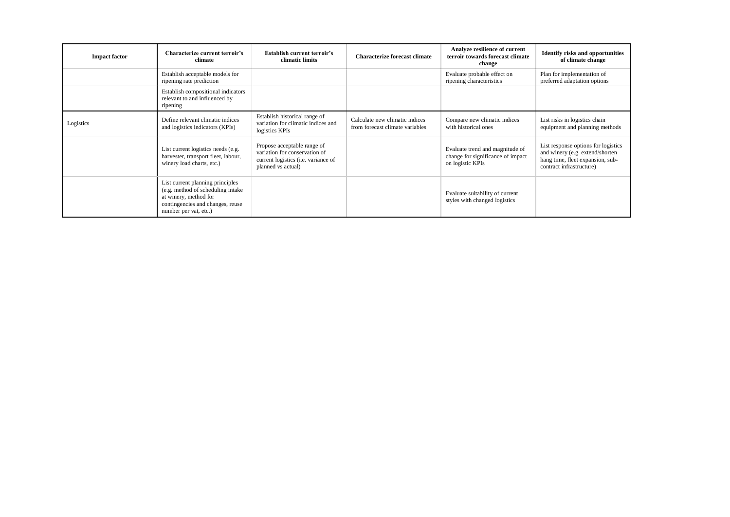| Impact factor | Characterize current terroir's climate | Establish current terroir's climatic limits | Characterize forecast climate | Analyze resilience of current terroir towards forecast climate change | Identify risks and opportunities of climate change |
|---|---|---|---|---|---|
| | Establish acceptable models for ripening rate prediction | | | Evaluate probable effect on ripening characteristics | Plan for implementation of preferred adaptation options |
| | Establish compositional indicators relevant to and influenced by ripening | | | | |
| Logistics | Define relevant climatic indices and logistics indicators (KPIs) | Establish historical range of variation for climatic indices and logistics KPIs | Calculate new climatic indices from forecast climate variables | Compare new climatic indices with historical ones | List risks in logistics chain equipment and planning methods |
| | List current logistics needs (e.g. harvester, transport fleet, labour, winery load charts, etc.) | Propose acceptable range of variation for conservation of current logistics (i.e. variance of planned vs actual) | | Evaluate trend and magnitude of change for significance of impact on logistic KPIs | List response options for logistics and winery (e.g. extend/shorten hang time, fleet expansion, sub-contract infrastructure) |
| | List current planning principles (e.g. method of scheduling intake at winery, method for contingencies and changes, reuse number per vat, etc.) | | | Evaluate suitability of current styles with changed logistics | |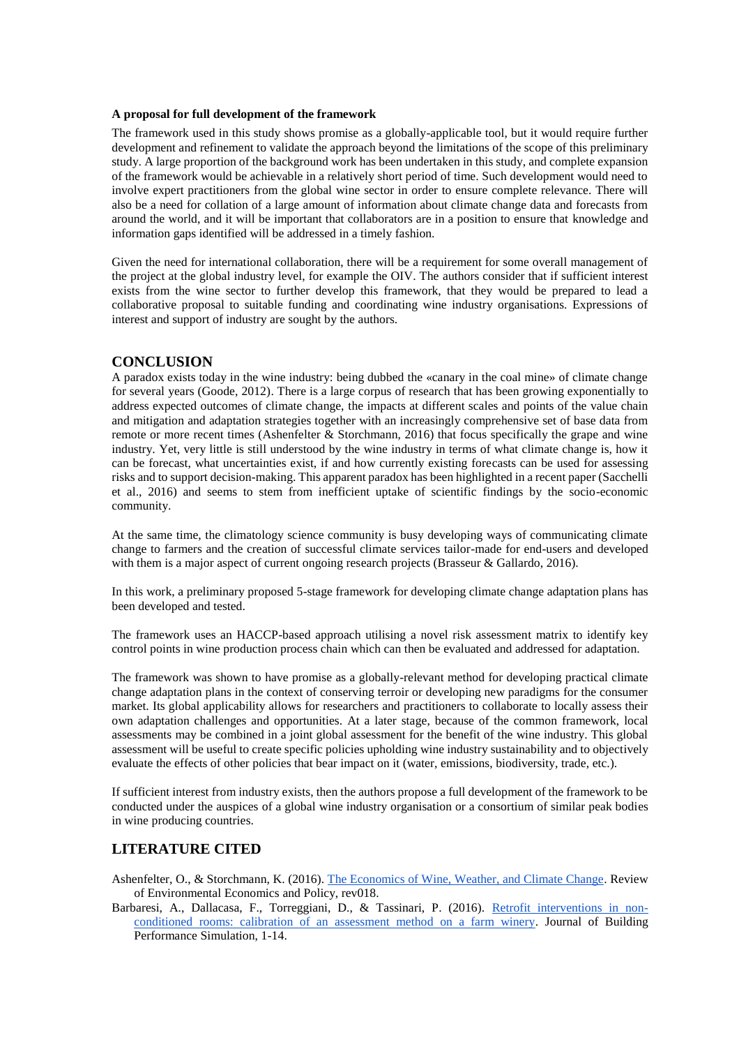**A proposal for full development of the framework**

The framework used in this study shows promise as a globally-applicable tool, but it would require further development and refinement to validate the approach beyond the limitations of the scope of this preliminary study. A large proportion of the background work has been undertaken in this study, and complete expansion of the framework would be achievable in a relatively short period of time. Such development would need to involve expert practitioners from the global wine sector in order to ensure complete relevance. There will also be a need for collation of a large amount of information about climate change data and forecasts from around the world, and it will be important that collaborators are in a position to ensure that knowledge and information gaps identified will be addressed in a timely fashion.

Given the need for international collaboration, there will be a requirement for some overall management of the project at the global industry level, for example the OIV. The authors consider that if sufficient interest exists from the wine sector to further develop this framework, that they would be prepared to lead a collaborative proposal to suitable funding and coordinating wine industry organisations. Expressions of interest and support of industry are sought by the authors.

## CONCLUSION

A paradox exists today in the wine industry: being dubbed the «canary in the coal mine» of climate change for several years (Goode, 2012). There is a large corpus of research that has been growing exponentially to address expected outcomes of climate change, the impacts at different scales and points of the value chain and mitigation and adaptation strategies together with an increasingly comprehensive set of base data from remote or more recent times (Ashenfelter & Storchmann, 2016) that focus specifically the grape and wine industry. Yet, very little is still understood by the wine industry in terms of what climate change is, how it can be forecast, what uncertainties exist, if and how currently existing forecasts can be used for assessing risks and to support decision-making. This apparent paradox has been highlighted in a recent paper (Sacchelli et al., 2016) and seems to stem from inefficient uptake of scientific findings by the socio-economic community.

At the same time, the climatology science community is busy developing ways of communicating climate change to farmers and the creation of successful climate services tailor-made for end-users and developed with them is a major aspect of current ongoing research projects (Brasseur & Gallardo, 2016).

In this work, a preliminary proposed 5-stage framework for developing climate change adaptation plans has been developed and tested.

The framework uses an HACCP-based approach utilising a novel risk assessment matrix to identify key control points in wine production process chain which can then be evaluated and addressed for adaptation.

The framework was shown to have promise as a globally-relevant method for developing practical climate change adaptation plans in the context of conserving terroir or developing new paradigms for the consumer market. Its global applicability allows for researchers and practitioners to collaborate to locally assess their own adaptation challenges and opportunities. At a later stage, because of the common framework, local assessments may be combined in a joint global assessment for the benefit of the wine industry. This global assessment will be useful to create specific policies upholding wine industry sustainability and to objectively evaluate the effects of other policies that bear impact on it (water, emissions, biodiversity, trade, etc.).

If sufficient interest from industry exists, then the authors propose a full development of the framework to be conducted under the auspices of a global wine industry organisation or a consortium of similar peak bodies in wine producing countries.

## LITERATURE CITED

Ashenfelter, O., & Storchmann, K. (2016). The Economics of Wine, Weather, and Climate Change. Review of Environmental Economics and Policy, rev018.

Barbaresi, A., Dallacasa, F., Torreggiani, D., & Tassinari, P. (2016). Retrofit interventions in non-conditioned rooms: calibration of an assessment method on a farm winery. Journal of Building Performance Simulation, 1-14.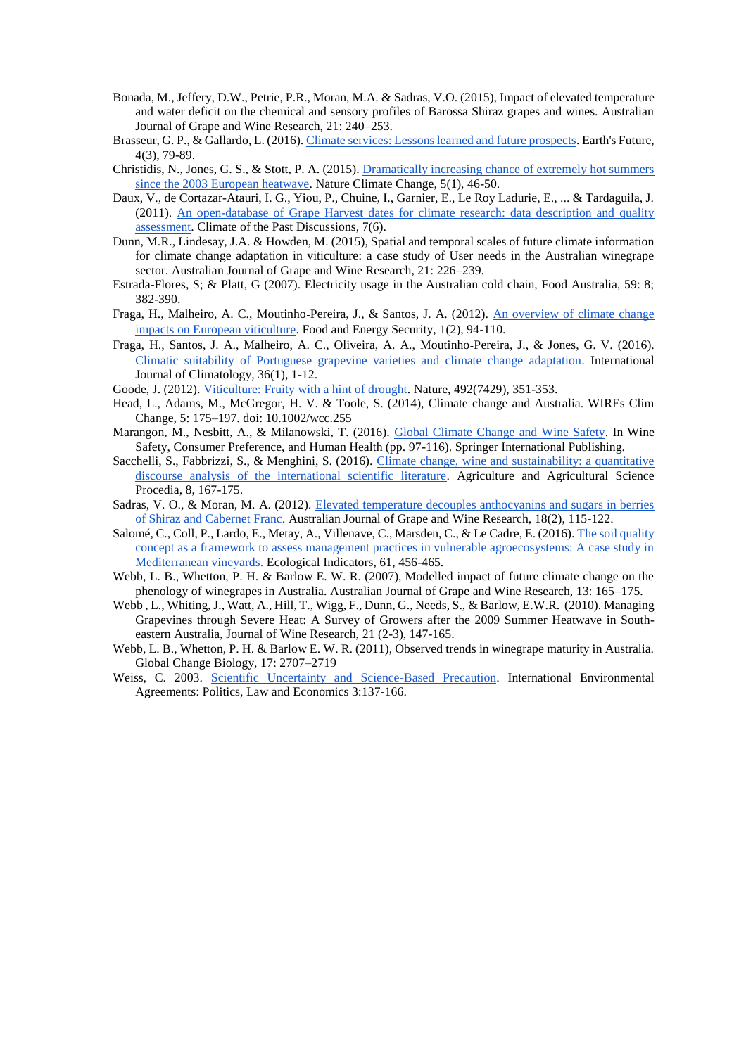Bonada, M., Jeffery, D.W., Petrie, P.R., Moran, M.A. & Sadras, V.O. (2015), Impact of elevated temperature and water deficit on the chemical and sensory profiles of Barossa Shiraz grapes and wines. Australian Journal of Grape and Wine Research, 21: 240–253.

Brasseur, G. P., & Gallardo, L. (2016). Climate services: Lessons learned and future prospects. Earth's Future, 4(3), 79-89.

Christidis, N., Jones, G. S., & Stott, P. A. (2015). Dramatically increasing chance of extremely hot summers since the 2003 European heatwave. Nature Climate Change, 5(1), 46-50.

Daux, V., de Cortazar-Atauri, I. G., Yiou, P., Chuine, I., Garnier, E., Le Roy Ladurie, E., ... & Tardaguila, J. (2011). An open-database of Grape Harvest dates for climate research: data description and quality assessment. Climate of the Past Discussions, 7(6).

Dunn, M.R., Lindesay, J.A. & Howden, M. (2015), Spatial and temporal scales of future climate information for climate change adaptation in viticulture: a case study of User needs in the Australian winegrape sector. Australian Journal of Grape and Wine Research, 21: 226–239.

Estrada-Flores, S; & Platt, G (2007). Electricity usage in the Australian cold chain, Food Australia, 59: 8; 382-390.

Fraga, H., Malheiro, A. C., Moutinho-Pereira, J., & Santos, J. A. (2012). An overview of climate change impacts on European viticulture. Food and Energy Security, 1(2), 94-110.

Fraga, H., Santos, J. A., Malheiro, A. C., Oliveira, A. A., Moutinho-Pereira, J., & Jones, G. V. (2016). Climatic suitability of Portuguese grapevine varieties and climate change adaptation. International Journal of Climatology, 36(1), 1-12.

Goode, J. (2012). Viticulture: Fruity with a hint of drought. Nature, 492(7429), 351-353.

Head, L., Adams, M., McGregor, H. V. & Toole, S. (2014), Climate change and Australia. WIREs Clim Change, 5: 175–197. doi: 10.1002/wcc.255

Marangon, M., Nesbitt, A., & Milanowski, T. (2016). Global Climate Change and Wine Safety. In Wine Safety, Consumer Preference, and Human Health (pp. 97-116). Springer International Publishing.

Sacchelli, S., Fabbrizzi, S., & Menghini, S. (2016). Climate change, wine and sustainability: a quantitative discourse analysis of the international scientific literature. Agriculture and Agricultural Science Procedia, 8, 167-175.

Sadras, V. O., & Moran, M. A. (2012). Elevated temperature decouples anthocyanins and sugars in berries of Shiraz and Cabernet Franc. Australian Journal of Grape and Wine Research, 18(2), 115-122.

Salomé, C., Coll, P., Lardo, E., Metay, A., Villenave, C., Marsden, C., & Le Cadre, E. (2016). The soil quality concept as a framework to assess management practices in vulnerable agroecosystems: A case study in Mediterranean vineyards. Ecological Indicators, 61, 456-465.

Webb, L. B., Whetton, P. H. & Barlow E. W. R. (2007), Modelled impact of future climate change on the phenology of winegrapes in Australia. Australian Journal of Grape and Wine Research, 13: 165–175.

Webb , L., Whiting, J., Watt, A., Hill, T., Wigg, F., Dunn, G., Needs, S., & Barlow, E.W.R. (2010). Managing Grapevines through Severe Heat: A Survey of Growers after the 2009 Summer Heatwave in South-eastern Australia, Journal of Wine Research, 21 (2-3), 147-165.

Webb, L. B., Whetton, P. H. & Barlow E. W. R. (2011), Observed trends in winegrape maturity in Australia. Global Change Biology, 17: 2707–2719

Weiss, C. 2003. Scientific Uncertainty and Science-Based Precaution. International Environmental Agreements: Politics, Law and Economics 3:137-166.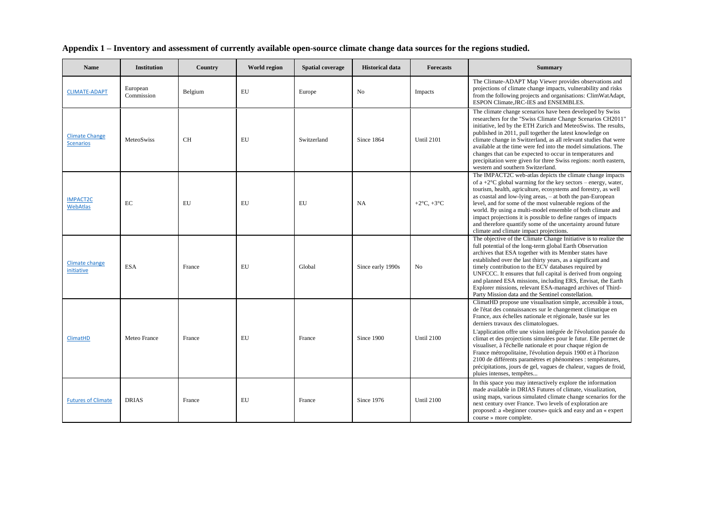**Appendix 1 – Inventory and assessment of currently available open-source climate change data sources for the regions studied.**

| Name | Institution | Country | World region | Spatial coverage | Historical data | Forecasts | Summary |
|---|---|---|---|---|---|---|---|
| CLIMATE-ADAPT | European Commission | Belgium | EU | Europe | No | Impacts | The Climate-ADAPT Map Viewer provides observations and projections of climate change impacts, vulnerability and risks from the following projects and organisations: ClimWatAdapt, ESPON Climate,JRC-IES and ENSEMBLES. |
| Climate Change Scenarios | MeteoSwiss | CH | EU | Switzerland | Since 1864 | Until 2101 | The climate change scenarios have been developed by Swiss researchers for the "Swiss Climate Change Scenarios CH2011" initiative, led by the ETH Zurich and MeteoSwiss. The results, published in 2011, pull together the latest knowledge on climate change in Switzerland, as all relevant studies that were available at the time were fed into the model simulations. The changes that can be expected to occur in temperatures and precipitation were given for three Swiss regions: north eastern, western and southern Switzerland. |
| IMPACT2C WebAtlas | EC | EU | EU | EU | NA | +2°C, +3°C | The IMPACT2C web-atlas depicts the climate change impacts of a +2°C global warming for the key sectors – energy, water, tourism, health, agriculture, ecosystems and forestry, as well as coastal and low-lying areas, – at both the pan-European level, and for some of the most vulnerable regions of the world. By using a multi-model ensemble of both climate and impact projections it is possible to define ranges of impacts and therefore quantify some of the uncertainty around future climate and climate impact projections. |
| Climate change initiative | ESA | France | EU | Global | Since early 1990s | No | The objective of the Climate Change Initiative is to realize the full potential of the long-term global Earth Observation archives that ESA together with its Member states have established over the last thirty years, as a significant and timely contribution to the ECV databases required by UNFCCC. It ensures that full capital is derived from ongoing and planned ESA missions, including ERS, Envisat, the Earth Explorer missions, relevant ESA-managed archives of Third-Party Mission data and the Sentinel constellation. |
| ClimatHD | Meteo France | France | EU | France | Since 1900 | Until 2100 | ClimatHD propose une visualisation simple, accessible à tous, de l'état des connaissances sur le changement climatique en France, aux échelles nationale et régionale, basée sur les derniers travaux des climatologues. L'application offre une vision intégrée de l'évolution passée du climat et des projections simulées pour le futur. Elle permet de visualiser, à l'échelle nationale et pour chaque région de France métropolitaine, l'évolution depuis 1900 et à l'horizon 2100 de différents paramètres et phénomènes : températures, précipitations, jours de gel, vagues de chaleur, vagues de froid, pluies intenses, tempêtes... |
| Futures of Climate | DRIAS | France | EU | France | Since 1976 | Until 2100 | In this space you may interactively explore the information made available in DRIAS Futures of climate, visualization, using maps, various simulated climate change scenarios for the next century over France. Two levels of exploration are proposed: a «beginner course» quick and easy and an « expert course » more complete. |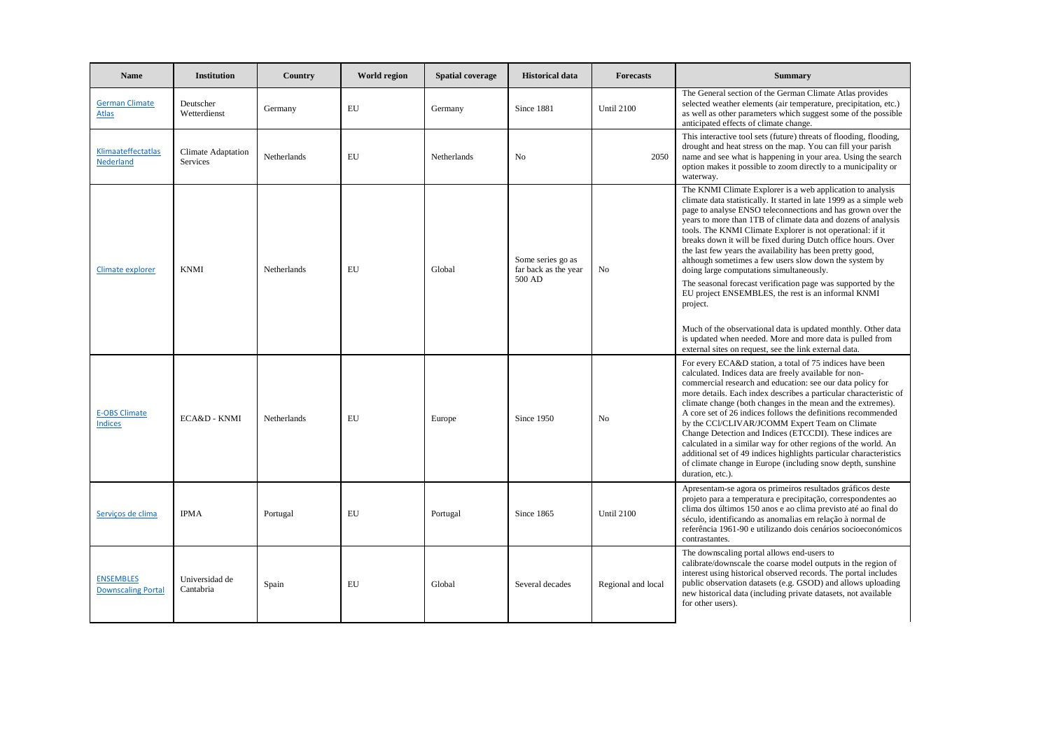| Name | Institution | Country | World region | Spatial coverage | Historical data | Forecasts | Summary |
|---|---|---|---|---|---|---|---|
| German Climate Atlas | Deutscher Wetterdienst | Germany | EU | Germany | Since 1881 | Until 2100 | The General section of the German Climate Atlas provides selected weather elements (air temperature, precipitation, etc.) as well as other parameters which suggest some of the possible anticipated effects of climate change. |
| Klimaateffectatlas Nederland | Climate Adaptation Services | Netherlands | EU | Netherlands | No | 2050 | This interactive tool sets (future) threats of flooding, flooding, drought and heat stress on the map. You can fill your parish name and see what is happening in your area. Using the search option makes it possible to zoom directly to a municipality or waterway. |
| Climate explorer | KNMI | Netherlands | EU | Global | Some series go as far back as the year 500 AD | No | The KNMI Climate Explorer is a web application to analysis climate data statistically. It started in late 1999 as a simple web page to analyse ENSO teleconnections and has grown over the years to more than 1TB of climate data and dozens of analysis tools. The KNMI Climate Explorer is not operational: if it breaks down it will be fixed during Dutch office hours. Over the last few years the availability has been pretty good, although sometimes a few users slow down the system by doing large computations simultaneously. The seasonal forecast verification page was supported by the EU project ENSEMBLES, the rest is an informal KNMI project. Much of the observational data is updated monthly. Other data is updated when needed. More and more data is pulled from external sites on request, see the link external data. |
| E-OBS Climate Indices | ECA&D - KNMI | Netherlands | EU | Europe | Since 1950 | No | For every ECA&D station, a total of 75 indices have been calculated. Indices data are freely available for non-commercial research and education: see our data policy for more details. Each index describes a particular characteristic of climate change (both changes in the mean and the extremes). A core set of 26 indices follows the definitions recommended by the CCl/CLIVAR/JCOMM Expert Team on Climate Change Detection and Indices (ETCCDI). These indices are calculated in a similar way for other regions of the world. An additional set of 49 indices highlights particular characteristics of climate change in Europe (including snow depth, sunshine duration, etc.). |
| Serviços de clima | IPMA | Portugal | EU | Portugal | Since 1865 | Until 2100 | Apresentam-se agora os primeiros resultados gráficos deste projeto para a temperatura e precipitação, correspondentes ao clima dos últimos 150 anos e ao clima previsto até ao final do século, identificando as anomalias em relação à normal de referência 1961-90 e utilizando dois cenários socioeconómicos contrastantes. |
| ENSEMBLES Downscaling Portal | Universidad de Cantabria | Spain | EU | Global | Several decades | Regional and local | The downscaling portal allows end-users to calibrate/downscale the coarse model outputs in the region of interest using historical observed records. The portal includes public observation datasets (e.g. GSOD) and allows uploading new historical data (including private datasets, not available for other users). |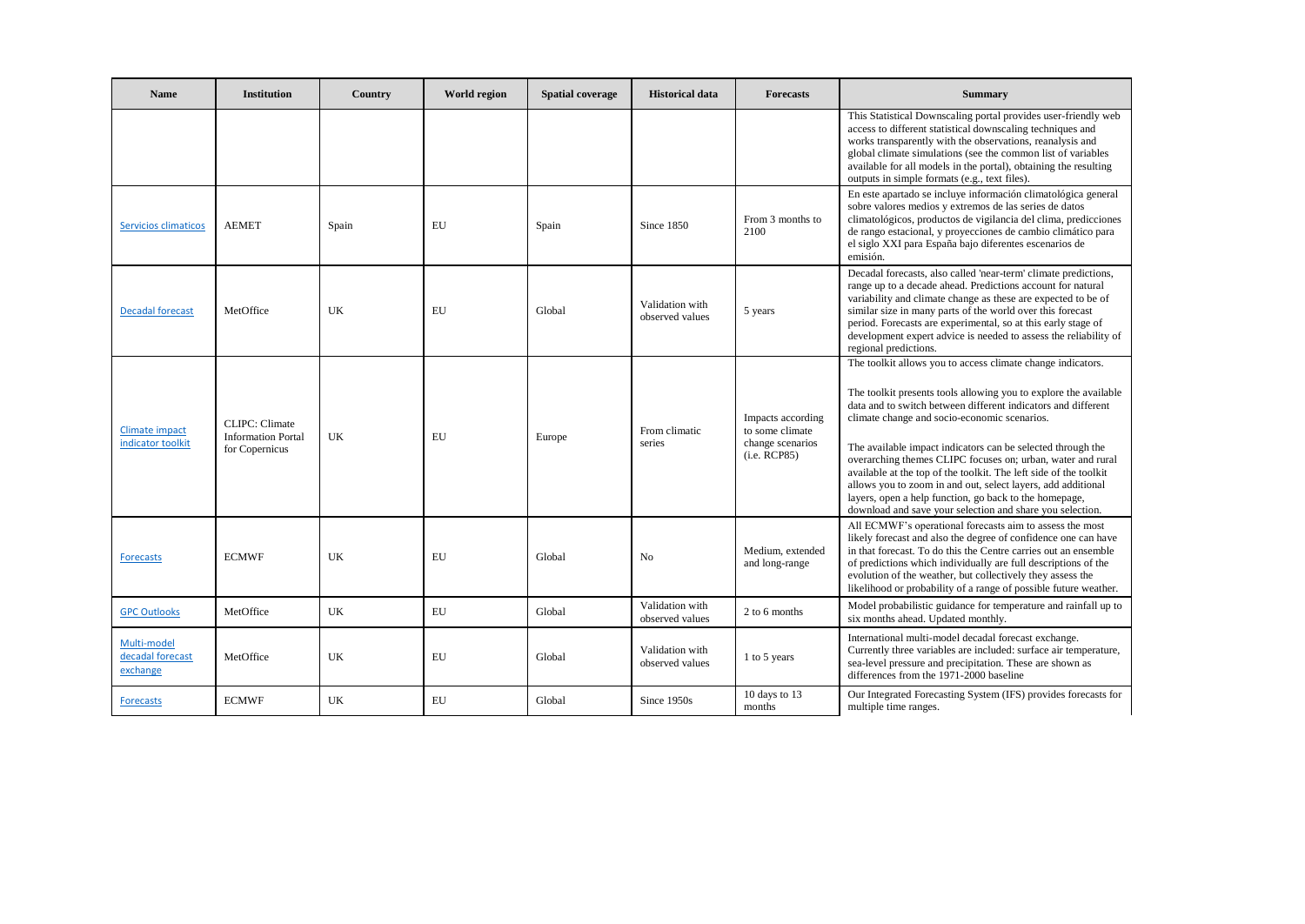| Name | Institution | Country | World region | Spatial coverage | Historical data | Forecasts | Summary |
|---|---|---|---|---|---|---|---|
| | | | | | | | This Statistical Downscaling portal provides user-friendly web access to different statistical downscaling techniques and works transparently with the observations, reanalysis and global climate simulations (see the common list of variables available for all models in the portal), obtaining the resulting outputs in simple formats (e.g., text files). |
| Servicios climaticos | AEMET | Spain | EU | Spain | Since 1850 | From 3 months to 2100 | En este apartado se incluye información climatológica general sobre valores medios y extremos de las series de datos climatológicos, productos de vigilancia del clima, predicciones de rango estacional, y proyecciones de cambio climático para el siglo XXI para España bajo diferentes escenarios de emisión. |
| Decadal forecast | MetOffice | UK | EU | Global | Validation with observed values | 5 years | Decadal forecasts, also called 'near-term' climate predictions, range up to a decade ahead. Predictions account for natural variability and climate change as these are expected to be of similar size in many parts of the world over this forecast period. Forecasts are experimental, so at this early stage of development expert advice is needed to assess the reliability of regional predictions. |
| Climate impact indicator toolkit | CLIPC: Climate Information Portal for Copernicus | UK | EU | Europe | From climatic series | Impacts according to some climate change scenarios (i.e. RCP85) | The toolkit allows you to access climate change indicators. The toolkit presents tools allowing you to explore the available data and to switch between different indicators and different climate change and socio-economic scenarios. The available impact indicators can be selected through the overarching themes CLIPC focuses on; urban, water and rural available at the top of the toolkit. The left side of the toolkit allows you to zoom in and out, select layers, add additional layers, open a help function, go back to the homepage, download and save your selection and share you selection. |
| Forecasts | ECMWF | UK | EU | Global | No | Medium, extended and long-range | All ECMWF's operational forecasts aim to assess the most likely forecast and also the degree of confidence one can have in that forecast. To do this the Centre carries out an ensemble of predictions which individually are full descriptions of the evolution of the weather, but collectively they assess the likelihood or probability of a range of possible future weather. |
| GPC Outlooks | MetOffice | UK | EU | Global | Validation with observed values | 2 to 6 months | Model probabilistic guidance for temperature and rainfall up to six months ahead. Updated monthly. |
| Multi-model decadal forecast exchange | MetOffice | UK | EU | Global | Validation with observed values | 1 to 5 years | International multi-model decadal forecast exchange. Currently three variables are included: surface air temperature, sea-level pressure and precipitation. These are shown as differences from the 1971-2000 baseline |
| Forecasts | ECMWF | UK | EU | Global | Since 1950s | 10 days to 13 months | Our Integrated Forecasting System (IFS) provides forecasts for multiple time ranges. |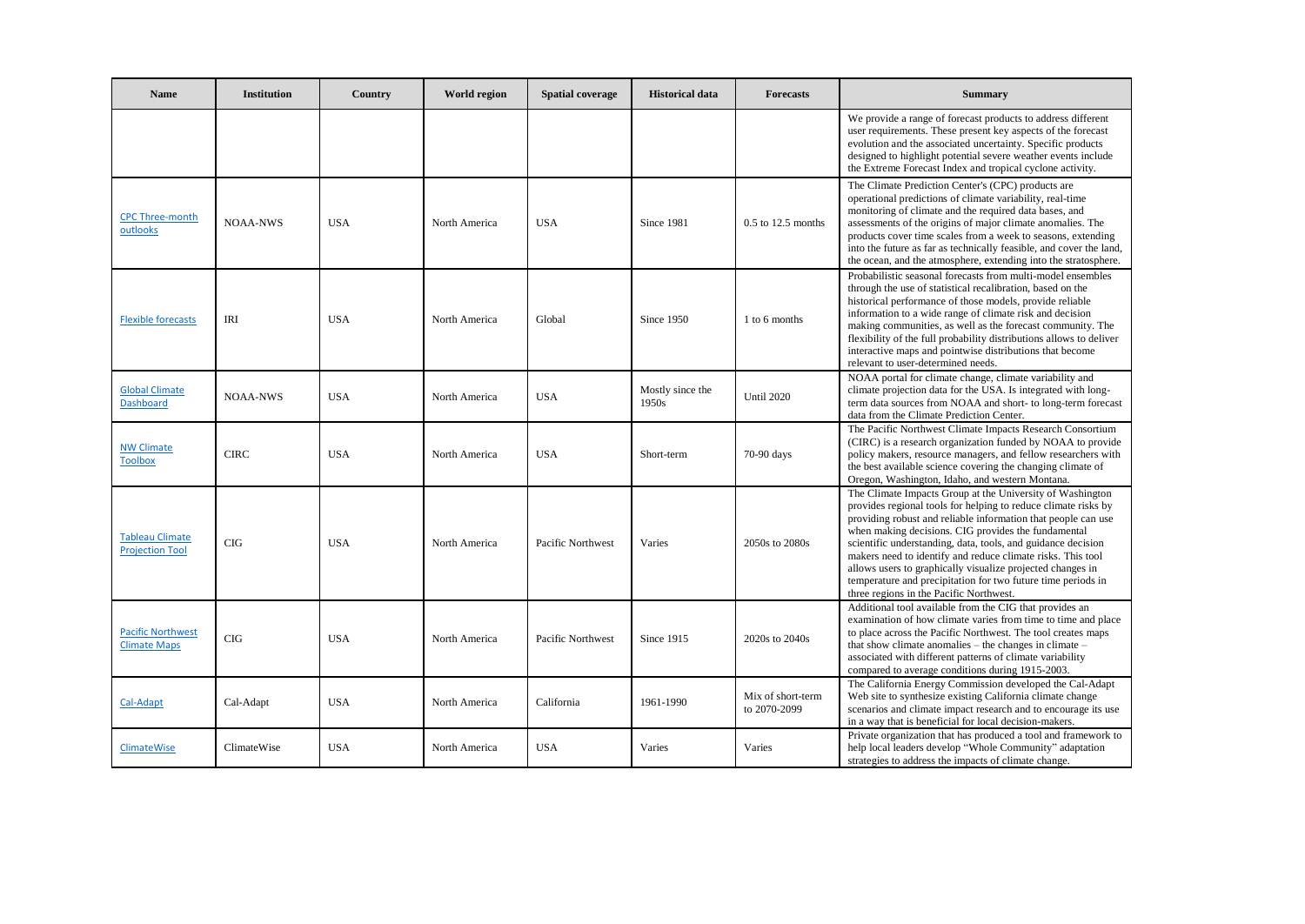| Name | Institution | Country | World region | Spatial coverage | Historical data | Forecasts | Summary |
|---|---|---|---|---|---|---|---|
| | | | | | | | We provide a range of forecast products to address different user requirements. These present key aspects of the forecast evolution and the associated uncertainty. Specific products designed to highlight potential severe weather events include the Extreme Forecast Index and tropical cyclone activity. |
| CPC Three-month outlooks | NOAA-NWS | USA | North America | USA | Since 1981 | 0.5 to 12.5 months | The Climate Prediction Center's (CPC) products are operational predictions of climate variability, real-time monitoring of climate and the required data bases, and assessments of the origins of major climate anomalies. The products cover time scales from a week to seasons, extending into the future as far as technically feasible, and cover the land, the ocean, and the atmosphere, extending into the stratosphere. |
| Flexible forecasts | IRI | USA | North America | Global | Since 1950 | 1 to 6 months | Probabilistic seasonal forecasts from multi-model ensembles through the use of statistical recalibration, based on the historical performance of those models, provide reliable information to a wide range of climate risk and decision making communities, as well as the forecast community. The flexibility of the full probability distributions allows to deliver interactive maps and pointwise distributions that become relevant to user-determined needs. |
| Global Climate Dashboard | NOAA-NWS | USA | North America | USA | Mostly since the 1950s | Until 2020 | NOAA portal for climate change, climate variability and climate projection data for the USA. Is integrated with long-term data sources from NOAA and short- to long-term forecast data from the Climate Prediction Center. |
| NW Climate Toolbox | CIRC | USA | North America | USA | Short-term | 70-90 days | The Pacific Northwest Climate Impacts Research Consortium (CIRC) is a research organization funded by NOAA to provide policy makers, resource managers, and fellow researchers with the best available science covering the changing climate of Oregon, Washington, Idaho, and western Montana. |
| Tableau Climate Projection Tool | CIG | USA | North America | Pacific Northwest | Varies | 2050s to 2080s | The Climate Impacts Group at the University of Washington provides regional tools for helping to reduce climate risks by providing robust and reliable information that people can use when making decisions. CIG provides the fundamental scientific understanding, data, tools, and guidance decision makers need to identify and reduce climate risks. This tool allows users to graphically visualize projected changes in temperature and precipitation for two future time periods in three regions in the Pacific Northwest. |
| Pacific Northwest Climate Maps | CIG | USA | North America | Pacific Northwest | Since 1915 | 2020s to 2040s | Additional tool available from the CIG that provides an examination of how climate varies from time to time and place to place across the Pacific Northwest. The tool creates maps that show climate anomalies – the changes in climate – associated with different patterns of climate variability compared to average conditions during 1915-2003. |
| Cal-Adapt | Cal-Adapt | USA | North America | California | 1961-1990 | Mix of short-term to 2070-2099 | The California Energy Commission developed the Cal-Adapt Web site to synthesize existing California climate change scenarios and climate impact research and to encourage its use in a way that is beneficial for local decision-makers. |
| ClimateWise | ClimateWise | USA | North America | USA | Varies | Varies | Private organization that has produced a tool and framework to help local leaders develop "Whole Community" adaptation strategies to address the impacts of climate change. |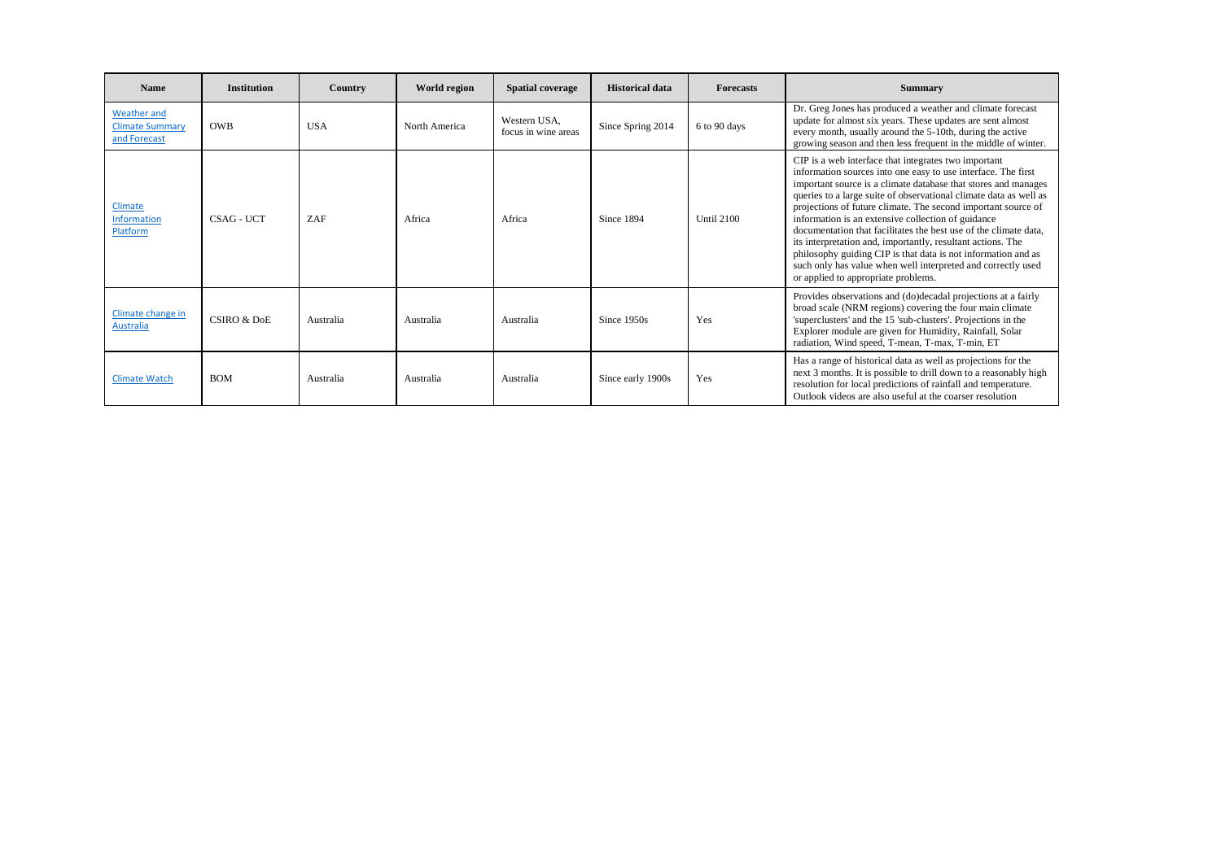| Name | Institution | Country | World region | Spatial coverage | Historical data | Forecasts | Summary |
|---|---|---|---|---|---|---|---|
| Weather and Climate Summary and Forecast | OWB | USA | North America | Western USA, focus in wine areas | Since Spring 2014 | 6 to 90 days | Dr. Greg Jones has produced a weather and climate forecast update for almost six years. These updates are sent almost every month, usually around the 5-10th, during the active growing season and then less frequent in the middle of winter. |
| Climate Information Platform | CSAG - UCT | ZAF | Africa | Africa | Since 1894 | Until 2100 | CIP is a web interface that integrates two important information sources into one easy to use interface. The first important source is a climate database that stores and manages queries to a large suite of observational climate data as well as projections of future climate. The second important source of information is an extensive collection of guidance documentation that facilitates the best use of the climate data, its interpretation and, importantly, resultant actions. The philosophy guiding CIP is that data is not information and as such only has value when well interpreted and correctly used or applied to appropriate problems. |
| Climate change in Australia | CSIRO & DoE | Australia | Australia | Australia | Since 1950s | Yes | Provides observations and (do)decadal projections at a fairly broad scale (NRM regions) covering the four main climate 'superclusters' and the 15 'sub-clusters'. Projections in the Explorer module are given for Humidity, Rainfall, Solar radiation, Wind speed, T-mean, T-max, T-min, ET |
| Climate Watch | BOM | Australia | Australia | Australia | Since early 1900s | Yes | Has a range of historical data as well as projections for the next 3 months. It is possible to drill down to a reasonably high resolution for local predictions of rainfall and temperature. Outlook videos are also useful at the coarser resolution |